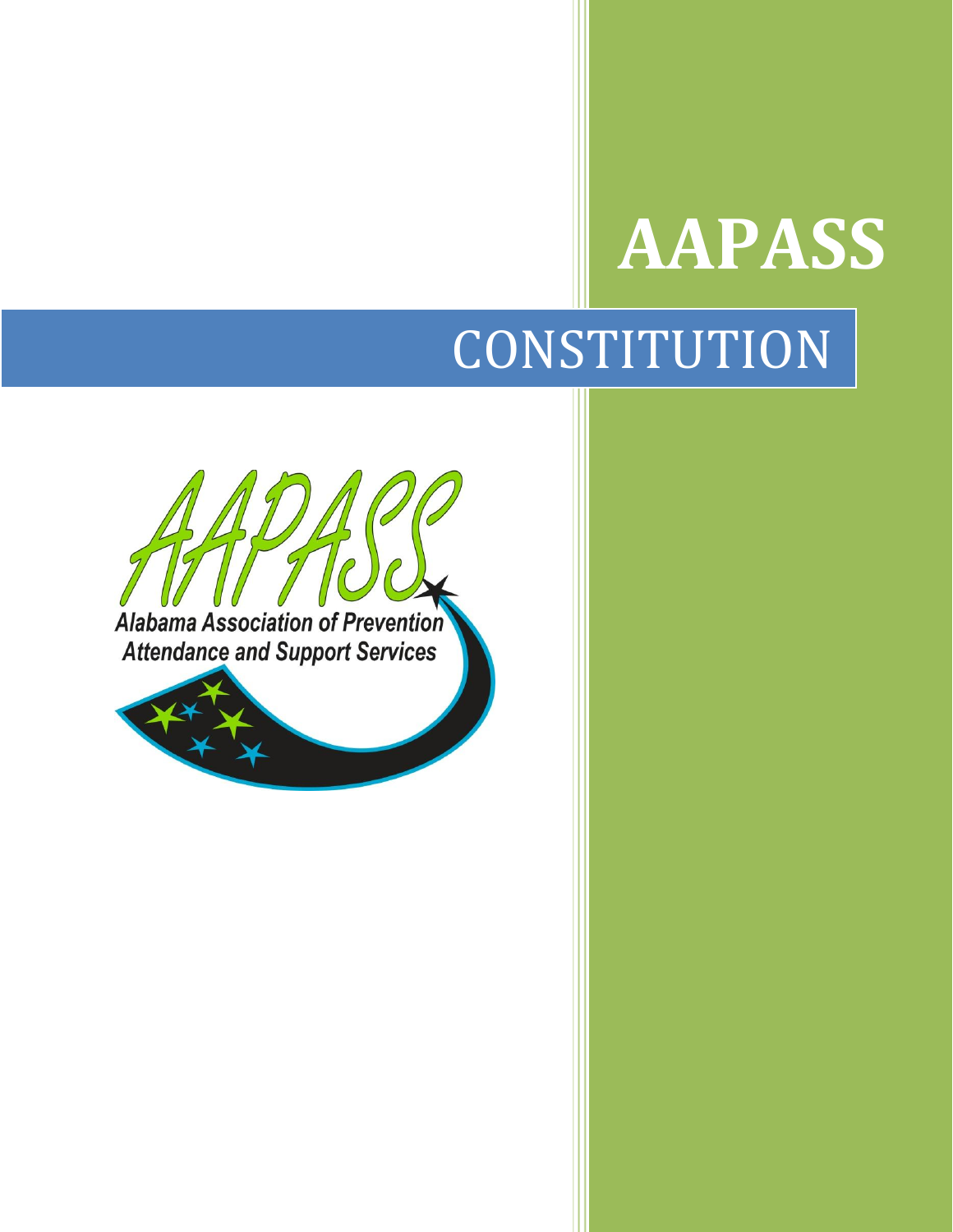# AAPASS

## CONSTITUTION

AAPASS

Alabama Association of Prevention Attendance and Support Services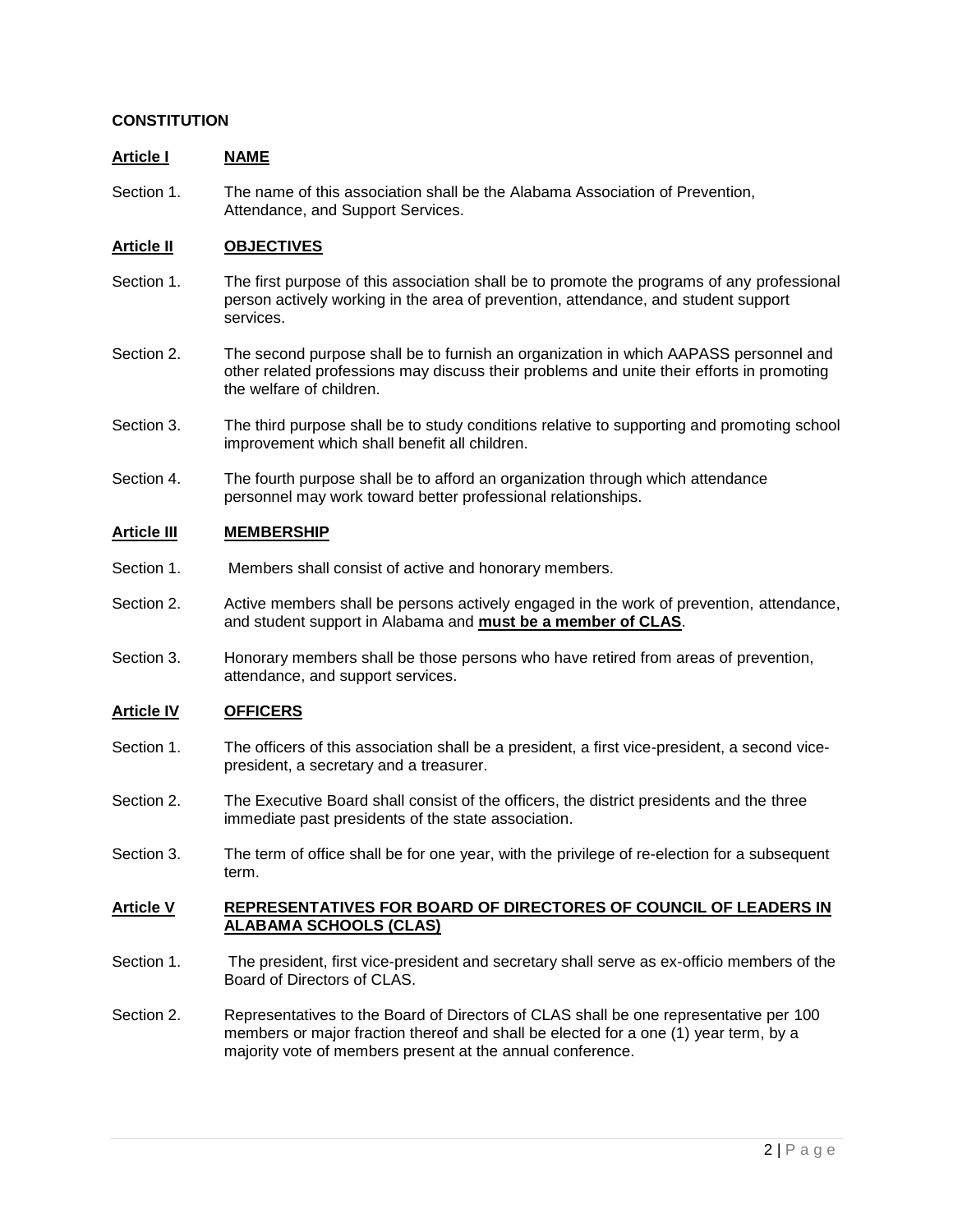**CONSTITUTION**

**Article I NAME**

Section 1. The name of this association shall be the Alabama Association of Prevention, Attendance, and Support Services.

**Article II OBJECTIVES**

Section 1. The first purpose of this association shall be to promote the programs of any professional person actively working in the area of prevention, attendance, and student support services.

Section 2. The second purpose shall be to furnish an organization in which AAPASS personnel and other related professions may discuss their problems and unite their efforts in promoting the welfare of children.

Section 3. The third purpose shall be to study conditions relative to supporting and promoting school improvement which shall benefit all children.

Section 4. The fourth purpose shall be to afford an organization through which attendance personnel may work toward better professional relationships.

**Article III MEMBERSHIP**

Section 1. Members shall consist of active and honorary members.

Section 2. Active members shall be persons actively engaged in the work of prevention, attendance, and student support in Alabama and **must be a member of CLAS**.

Section 3. Honorary members shall be those persons who have retired from areas of prevention, attendance, and support services.

**Article IV OFFICERS**

Section 1. The officers of this association shall be a president, a first vice-president, a second vice-president, a secretary and a treasurer.

Section 2. The Executive Board shall consist of the officers, the district presidents and the three immediate past presidents of the state association.

Section 3. The term of office shall be for one year, with the privilege of re-election for a subsequent term.

**Article V REPRESENTATIVES FOR BOARD OF DIRECTORES OF COUNCIL OF LEADERS IN ALABAMA SCHOOLS (CLAS)**

Section 1. The president, first vice-president and secretary shall serve as ex-officio members of the Board of Directors of CLAS.

Section 2. Representatives to the Board of Directors of CLAS shall be one representative per 100 members or major fraction thereof and shall be elected for a one (1) year term, by a majority vote of members present at the annual conference.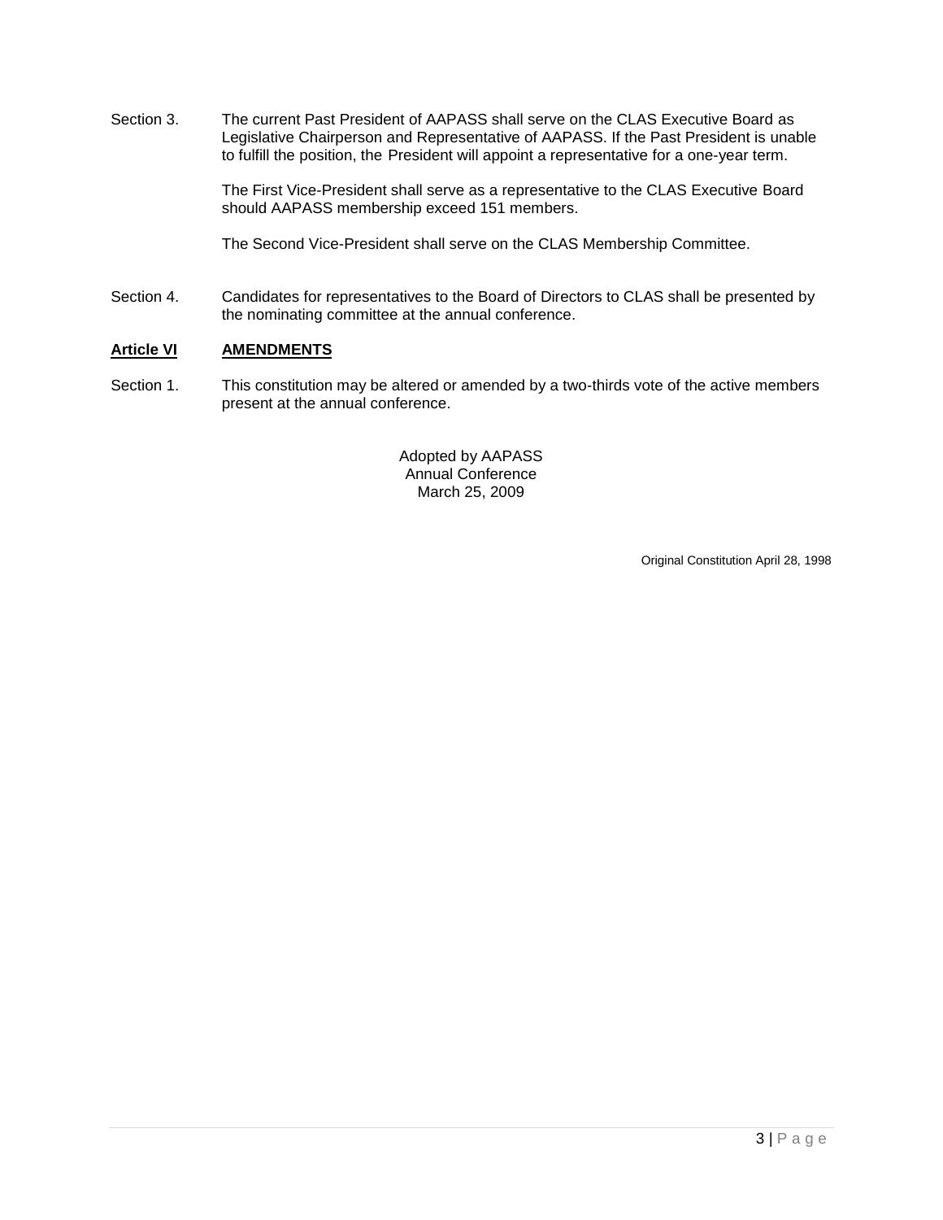Section 3. The current Past President of AAPASS shall serve on the CLAS Executive Board as Legislative Chairperson and Representative of AAPASS. If the Past President is unable to fulfill the position, the President will appoint a representative for a one-year term.

The First Vice-President shall serve as a representative to the CLAS Executive Board should AAPASS membership exceed 151 members.

The Second Vice-President shall serve on the CLAS Membership Committee.

Section 4. Candidates for representatives to the Board of Directors to CLAS shall be presented by the nominating committee at the annual conference.

## Article VI AMENDMENTS

Section 1. This constitution may be altered or amended by a two-thirds vote of the active members present at the annual conference.

Adopted by AAPASS
Annual Conference
March 25, 2009

Original Constitution April 28, 1998